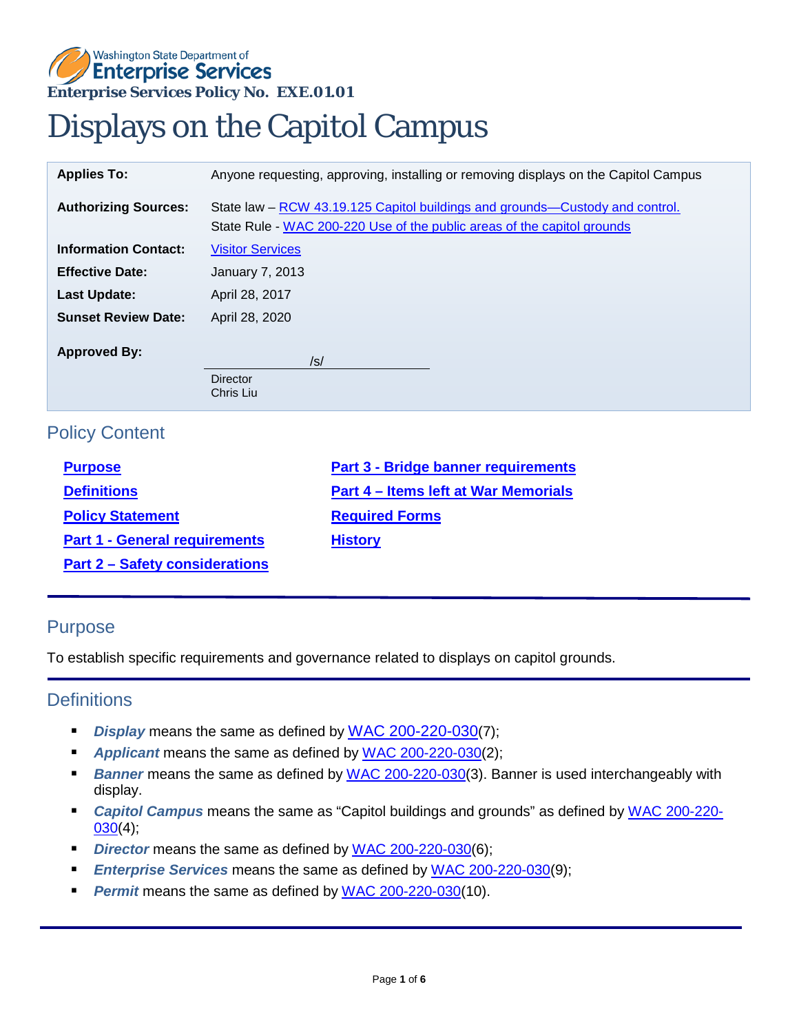Washington State Department of **Enterprise Services**

**Enterprise Services Policy No. EXE.01.01**

# Displays on the Capitol Campus

| | |
|---|---|
| **Applies To:** | Anyone requesting, approving, installing or removing displays on the Capitol Campus |
| **Authorizing Sources:** | State law – RCW 43.19.125 Capitol buildings and grounds—Custody and control.<br>State Rule - WAC 200-220 Use of the public areas of the capitol grounds |
| **Information Contact:** | Visitor Services |
| **Effective Date:** | January 7, 2013 |
| **Last Update:** | April 28, 2017 |
| **Sunset Review Date:** | April 28, 2020 |
| **Approved By:** | /s/<br>Director<br>Chris Liu |

## Policy Content

- **Purpose**
- **Definitions**
- **Policy Statement**
- **Part 1 - General requirements**
- **Part 2 – Safety considerations**
- **Part 3 - Bridge banner requirements**
- **Part 4 – Items left at War Memorials**
- **Required Forms**
- **History**

## Purpose

To establish specific requirements and governance related to displays on capitol grounds.

## Definitions

- ***Display*** means the same as defined by WAC 200-220-030(7);
- ***Applicant*** means the same as defined by WAC 200-220-030(2);
- ***Banner*** means the same as defined by WAC 200-220-030(3). Banner is used interchangeably with display.
- ***Capitol Campus*** means the same as "Capitol buildings and grounds" as defined by WAC 200-220-030(4);
- ***Director*** means the same as defined by WAC 200-220-030(6);
- ***Enterprise Services*** means the same as defined by WAC 200-220-030(9);
- ***Permit*** means the same as defined by WAC 200-220-030(10).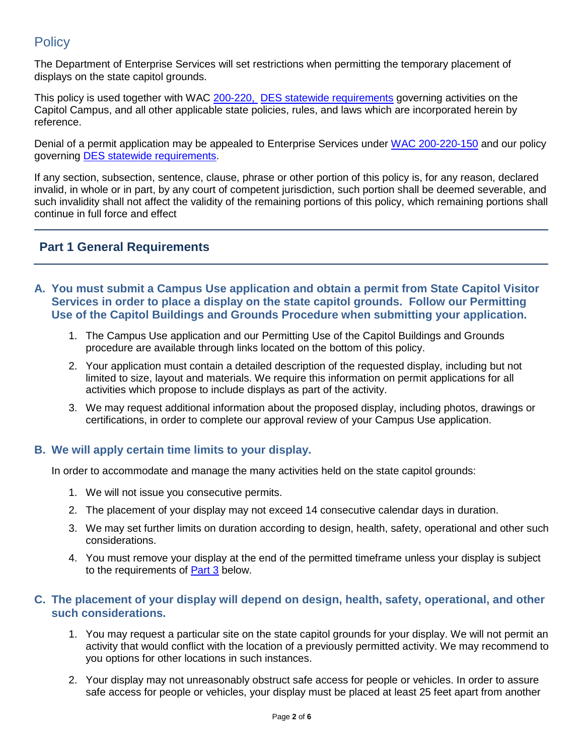## Policy

The Department of Enterprise Services will set restrictions when permitting the temporary placement of displays on the state capitol grounds.

This policy is used together with WAC 200-220, DES statewide requirements governing activities on the Capitol Campus, and all other applicable state policies, rules, and laws which are incorporated herein by reference.

Denial of a permit application may be appealed to Enterprise Services under WAC 200-220-150 and our policy governing DES statewide requirements.

If any section, subsection, sentence, clause, phrase or other portion of this policy is, for any reason, declared invalid, in whole or in part, by any court of competent jurisdiction, such portion shall be deemed severable, and such invalidity shall not affect the validity of the remaining portions of this policy, which remaining portions shall continue in full force and effect

## Part 1 General Requirements

### A. You must submit a Campus Use application and obtain a permit from State Capitol Visitor Services in order to place a display on the state capitol grounds. Follow our Permitting Use of the Capitol Buildings and Grounds Procedure when submitting your application.

1. The Campus Use application and our Permitting Use of the Capitol Buildings and Grounds procedure are available through links located on the bottom of this policy.
2. Your application must contain a detailed description of the requested display, including but not limited to size, layout and materials. We require this information on permit applications for all activities which propose to include displays as part of the activity.
3. We may request additional information about the proposed display, including photos, drawings or certifications, in order to complete our approval review of your Campus Use application.

### B. We will apply certain time limits to your display.

In order to accommodate and manage the many activities held on the state capitol grounds:

1. We will not issue you consecutive permits.
2. The placement of your display may not exceed 14 consecutive calendar days in duration.
3. We may set further limits on duration according to design, health, safety, operational and other such considerations.
4. You must remove your display at the end of the permitted timeframe unless your display is subject to the requirements of Part 3 below.

### C. The placement of your display will depend on design, health, safety, operational, and other such considerations.

1. You may request a particular site on the state capitol grounds for your display. We will not permit an activity that would conflict with the location of a previously permitted activity. We may recommend to you options for other locations in such instances.
2. Your display may not unreasonably obstruct safe access for people or vehicles. In order to assure safe access for people or vehicles, your display must be placed at least 25 feet apart from another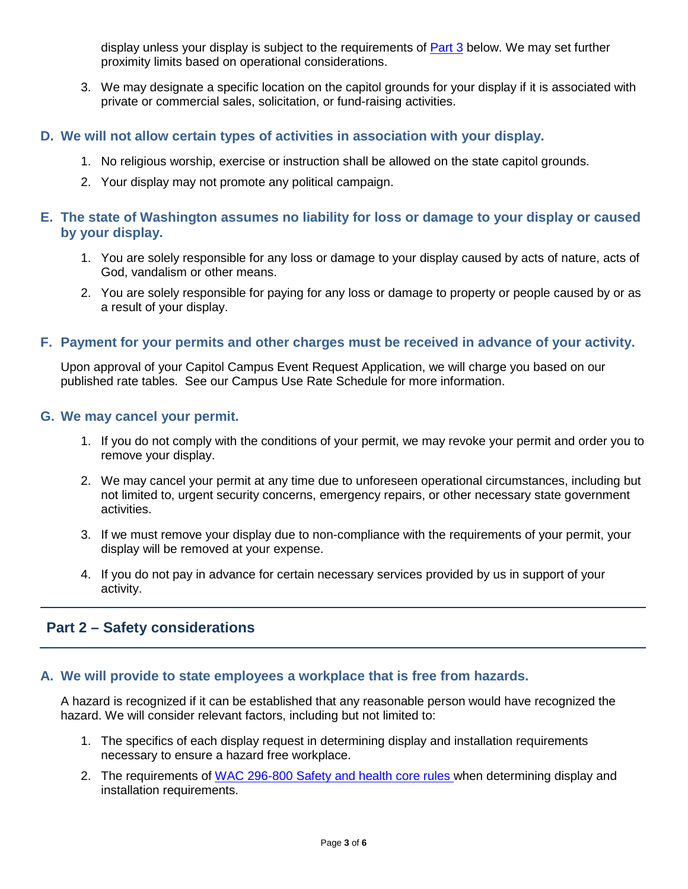display unless your display is subject to the requirements of Part 3 below. We may set further proximity limits based on operational considerations.

3. We may designate a specific location on the capitol grounds for your display if it is associated with private or commercial sales, solicitation, or fund-raising activities.

### D. We will not allow certain types of activities in association with your display.

1. No religious worship, exercise or instruction shall be allowed on the state capitol grounds.
2. Your display may not promote any political campaign.

### E. The state of Washington assumes no liability for loss or damage to your display or caused by your display.

1. You are solely responsible for any loss or damage to your display caused by acts of nature, acts of God, vandalism or other means.
2. You are solely responsible for paying for any loss or damage to property or people caused by or as a result of your display.

### F. Payment for your permits and other charges must be received in advance of your activity.

Upon approval of your Capitol Campus Event Request Application, we will charge you based on our published rate tables. See our Campus Use Rate Schedule for more information.

### G. We may cancel your permit.

1. If you do not comply with the conditions of your permit, we may revoke your permit and order you to remove your display.
2. We may cancel your permit at any time due to unforeseen operational circumstances, including but not limited to, urgent security concerns, emergency repairs, or other necessary state government activities.
3. If we must remove your display due to non-compliance with the requirements of your permit, your display will be removed at your expense.
4. If you do not pay in advance for certain necessary services provided by us in support of your activity.

## Part 2 – Safety considerations

### A. We will provide to state employees a workplace that is free from hazards.

A hazard is recognized if it can be established that any reasonable person would have recognized the hazard. We will consider relevant factors, including but not limited to:

1. The specifics of each display request in determining display and installation requirements necessary to ensure a hazard free workplace.
2. The requirements of WAC 296-800 Safety and health core rules when determining display and installation requirements.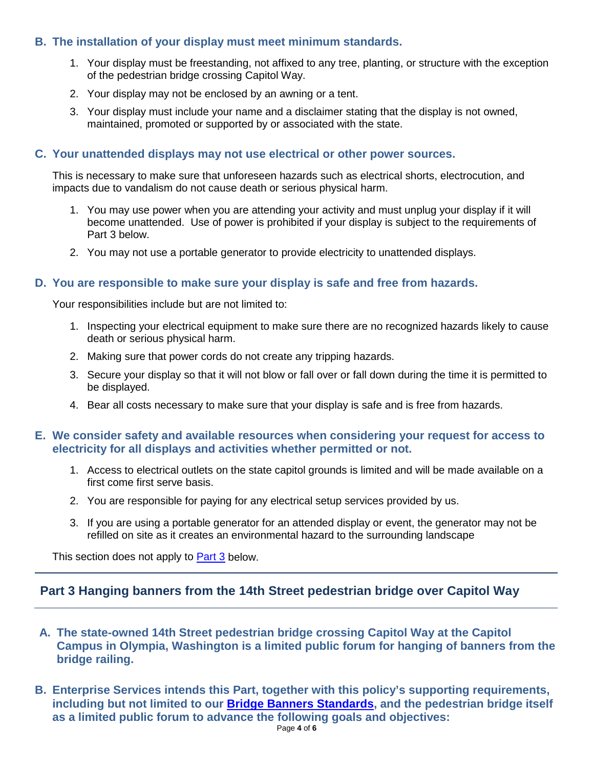### B. The installation of your display must meet minimum standards.

1. Your display must be freestanding, not affixed to any tree, planting, or structure with the exception of the pedestrian bridge crossing Capitol Way.
2. Your display may not be enclosed by an awning or a tent.
3. Your display must include your name and a disclaimer stating that the display is not owned, maintained, promoted or supported by or associated with the state.

### C. Your unattended displays may not use electrical or other power sources.

This is necessary to make sure that unforeseen hazards such as electrical shorts, electrocution, and impacts due to vandalism do not cause death or serious physical harm.

1. You may use power when you are attending your activity and must unplug your display if it will become unattended. Use of power is prohibited if your display is subject to the requirements of Part 3 below.
2. You may not use a portable generator to provide electricity to unattended displays.

### D. You are responsible to make sure your display is safe and free from hazards.

Your responsibilities include but are not limited to:

1. Inspecting your electrical equipment to make sure there are no recognized hazards likely to cause death or serious physical harm.
2. Making sure that power cords do not create any tripping hazards.
3. Secure your display so that it will not blow or fall over or fall down during the time it is permitted to be displayed.
4. Bear all costs necessary to make sure that your display is safe and is free from hazards.

### E. We consider safety and available resources when considering your request for access to electricity for all displays and activities whether permitted or not.

1. Access to electrical outlets on the state capitol grounds is limited and will be made available on a first come first serve basis.
2. You are responsible for paying for any electrical setup services provided by us.
3. If you are using a portable generator for an attended display or event, the generator may not be refilled on site as it creates an environmental hazard to the surrounding landscape

This section does not apply to [Part 3] below.

---

## Part 3 Hanging banners from the 14th Street pedestrian bridge over Capitol Way

---

### A. The state-owned 14th Street pedestrian bridge crossing Capitol Way at the Capitol Campus in Olympia, Washington is a limited public forum for hanging of banners from the bridge railing.

### B. Enterprise Services intends this Part, together with this policy's supporting requirements, including but not limited to our [Bridge Banners Standards], and the pedestrian bridge itself as a limited public forum to advance the following goals and objectives: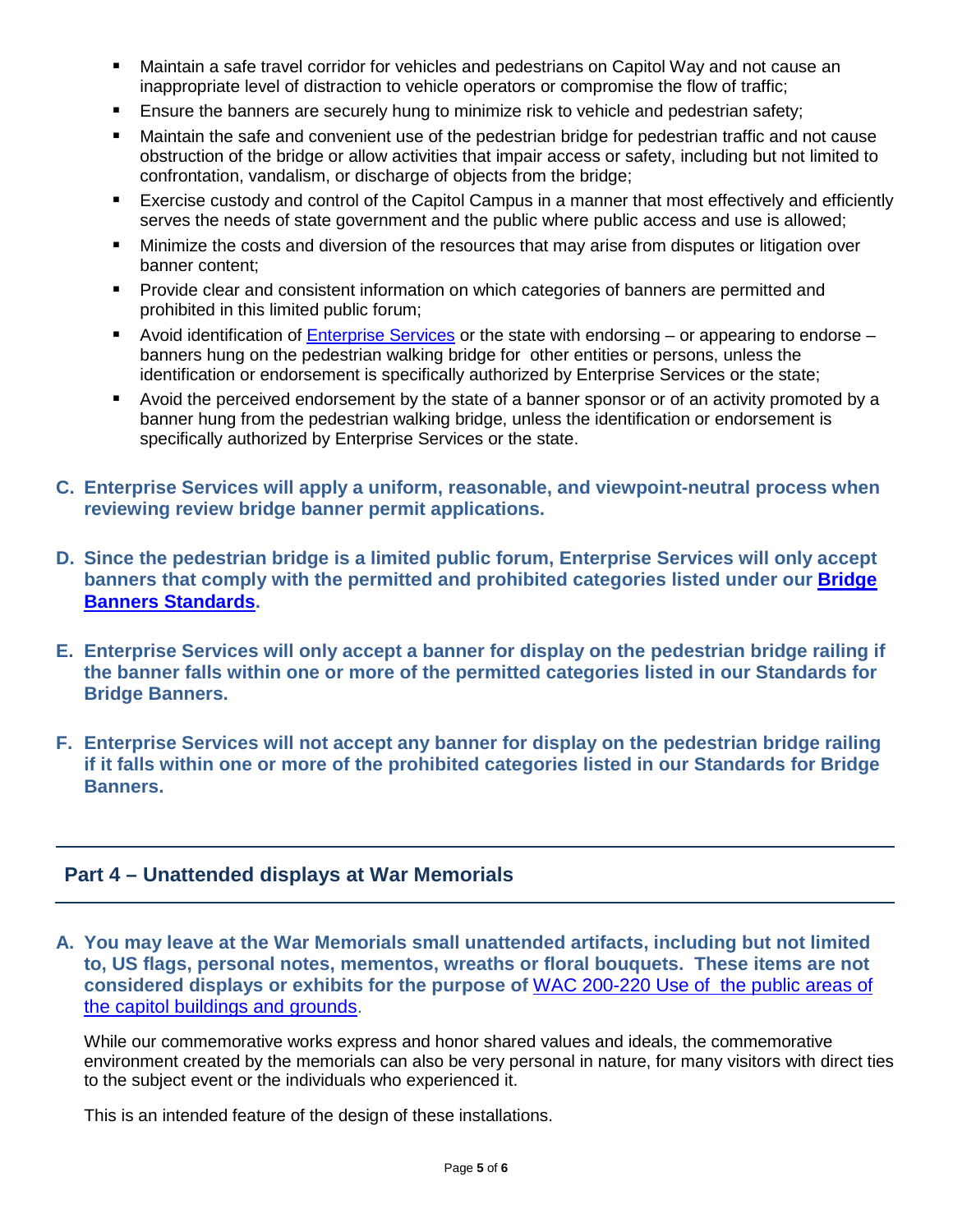- Maintain a safe travel corridor for vehicles and pedestrians on Capitol Way and not cause an inappropriate level of distraction to vehicle operators or compromise the flow of traffic;
- Ensure the banners are securely hung to minimize risk to vehicle and pedestrian safety;
- Maintain the safe and convenient use of the pedestrian bridge for pedestrian traffic and not cause obstruction of the bridge or allow activities that impair access or safety, including but not limited to confrontation, vandalism, or discharge of objects from the bridge;
- Exercise custody and control of the Capitol Campus in a manner that most effectively and efficiently serves the needs of state government and the public where public access and use is allowed;
- Minimize the costs and diversion of the resources that may arise from disputes or litigation over banner content;
- Provide clear and consistent information on which categories of banners are permitted and prohibited in this limited public forum;
- Avoid identification of Enterprise Services or the state with endorsing – or appearing to endorse – banners hung on the pedestrian walking bridge for other entities or persons, unless the identification or endorsement is specifically authorized by Enterprise Services or the state;
- Avoid the perceived endorsement by the state of a banner sponsor or of an activity promoted by a banner hung from the pedestrian walking bridge, unless the identification or endorsement is specifically authorized by Enterprise Services or the state.

**C. Enterprise Services will apply a uniform, reasonable, and viewpoint-neutral process when reviewing review bridge banner permit applications.**

**D. Since the pedestrian bridge is a limited public forum, Enterprise Services will only accept banners that comply with the permitted and prohibited categories listed under our Bridge Banners Standards.**

**E. Enterprise Services will only accept a banner for display on the pedestrian bridge railing if the banner falls within one or more of the permitted categories listed in our Standards for Bridge Banners.**

**F. Enterprise Services will not accept any banner for display on the pedestrian bridge railing if it falls within one or more of the prohibited categories listed in our Standards for Bridge Banners.**

## Part 4 – Unattended displays at War Memorials

**A. You may leave at the War Memorials small unattended artifacts, including but not limited to, US flags, personal notes, mementos, wreaths or floral bouquets. These items are not considered displays or exhibits for the purpose of** WAC 200-220 Use of the public areas of the capitol buildings and grounds.

While our commemorative works express and honor shared values and ideals, the commemorative environment created by the memorials can also be very personal in nature, for many visitors with direct ties to the subject event or the individuals who experienced it.

This is an intended feature of the design of these installations.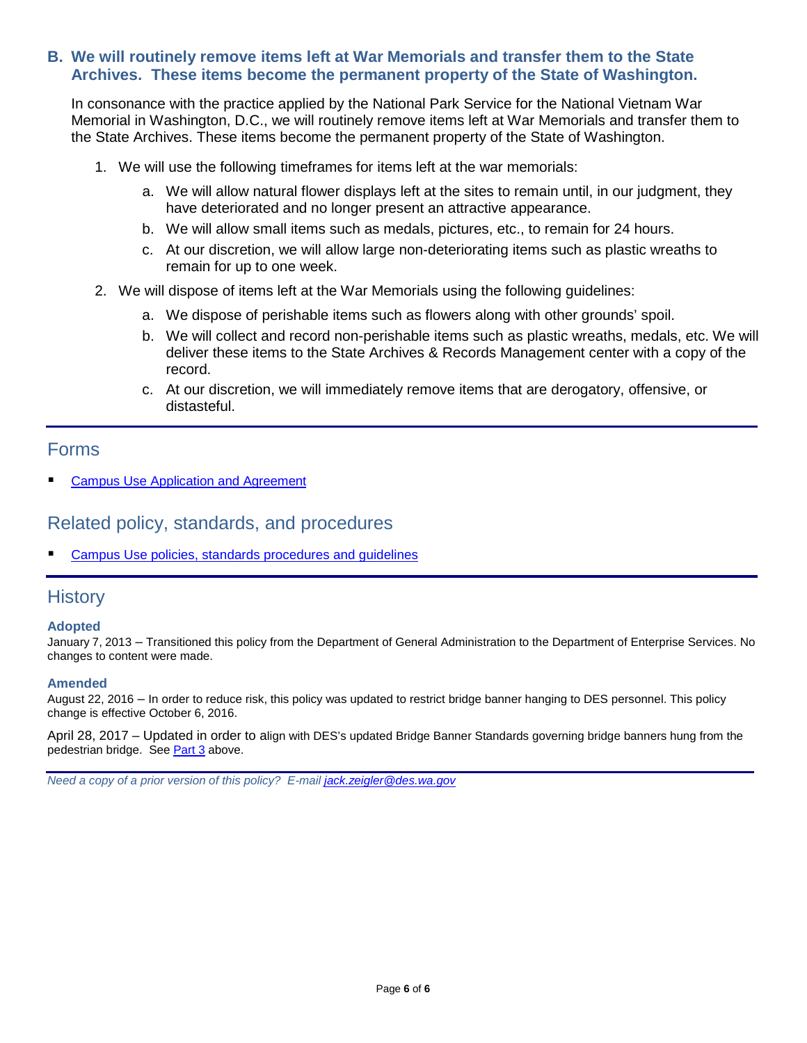### B. We will routinely remove items left at War Memorials and transfer them to the State Archives. These items become the permanent property of the State of Washington.

In consonance with the practice applied by the National Park Service for the National Vietnam War Memorial in Washington, D.C., we will routinely remove items left at War Memorials and transfer them to the State Archives. These items become the permanent property of the State of Washington.

1. We will use the following timeframes for items left at the war memorials:
   a. We will allow natural flower displays left at the sites to remain until, in our judgment, they have deteriorated and no longer present an attractive appearance.
   b. We will allow small items such as medals, pictures, etc., to remain for 24 hours.
   c. At our discretion, we will allow large non-deteriorating items such as plastic wreaths to remain for up to one week.
2. We will dispose of items left at the War Memorials using the following guidelines:
   a. We dispose of perishable items such as flowers along with other grounds' spoil.
   b. We will collect and record non-perishable items such as plastic wreaths, medals, etc. We will deliver these items to the State Archives & Records Management center with a copy of the record.
   c. At our discretion, we will immediately remove items that are derogatory, offensive, or distasteful.

## Forms

- [Campus Use Application and Agreement]

## Related policy, standards, and procedures

- [Campus Use policies, standards procedures and guidelines]

## History

**Adopted**

January 7, 2013 – Transitioned this policy from the Department of General Administration to the Department of Enterprise Services. No changes to content were made.

**Amended**

August 22, 2016 – In order to reduce risk, this policy was updated to restrict bridge banner hanging to DES personnel. This policy change is effective October 6, 2016.

April 28, 2017 – Updated in order to align with DES's updated Bridge Banner Standards governing bridge banners hung from the pedestrian bridge. See [Part 3] above.

*Need a copy of a prior version of this policy? E-mail jack.zeigler@des.wa.gov*